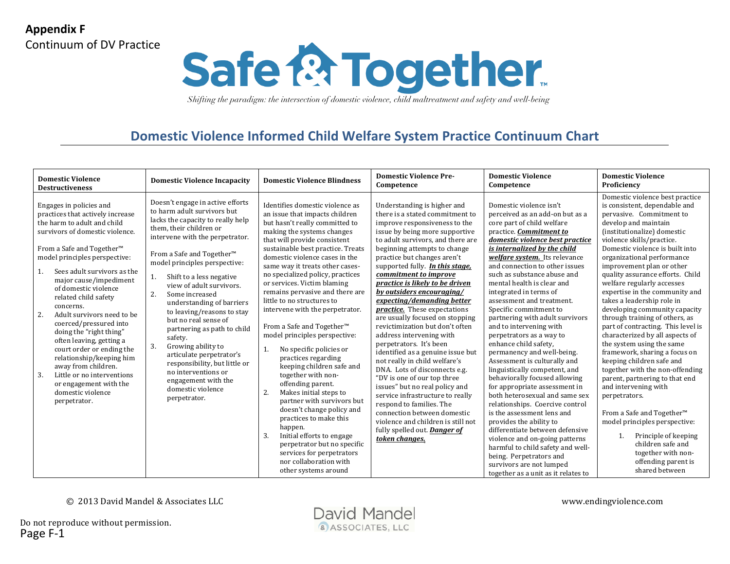**Appendix F**

Continuum of DV Practice

# Safe & Together™

*Shifting the paradigm: the intersection of domestic violence, child maltreatment and safety and well-being*

## Domestic Violence Informed Child Welfare System Practice Continuum Chart

| Domestic Violence Destructiveness | Domestic Violence Incapacity | Domestic Violence Blindness | Domestic Violence Pre-Competence | Domestic Violence Competence | Domestic Violence Proficiency |
|---|---|---|---|---|---|
| Engages in policies and practices that actively increase the harm to adult and child survivors of domestic violence.<br><br>From a Safe and Together™ model principles perspective:<br>1. Sees adult survivors as the major cause/impediment of domestic violence related child safety concerns.<br>2. Adult survivors need to be coerced/pressured into doing the "right thing" often leaving, getting a court order or ending the relationship/keeping him away from children.<br>3. Little or no interventions or engagement with the domestic violence perpetrator. | Doesn't engage in active efforts to harm adult survivors but lacks the capacity to really help them, their children or intervene with the perpetrator.<br><br>From a Safe and Together™ model principles perspective:<br>1. Shift to a less negative view of adult survivors.<br>2. Some increased understanding of barriers to leaving/reasons to stay but no real sense of partnering as path to child safety.<br>3. Growing ability to articulate perpetrator's responsibility, but little or no interventions or engagement with the domestic violence perpetrator. | Identifies domestic violence as an issue that impacts children but hasn't really committed to making the systems changes that will provide consistent sustainable best practice. Treats domestic violence cases in the same way it treats other cases-no specialized policy, practices or services. Victim blaming remains pervasive and there are little to no structures to intervene with the perpetrator.<br><br>From a Safe and Together™ model principles perspective:<br>1. No specific policies or practices regarding keeping children safe and together with non-offending parent.<br>2. Makes initial steps to partner with survivors but doesn't change policy and practices to make this happen.<br>3. Initial efforts to engage perpetrator but no specific services for perpetrators nor collaboration with other systems around | Understanding is higher and there is a stated commitment to improve responsiveness to the issue by being more supportive to adult survivors, and there are beginning attempts to change practice but changes aren't supported fully. ***<u>In this stage, commitment to improve practice is likely to be driven by outsiders encouraging/ expecting/demanding better practice.</u>*** These expectations are usually focused on stopping revictimization but don't often address intervening with perpetrators. It's been identified as a genuine issue but not really in child welfare's DNA. Lots of disconnects e.g. "DV is one of our top three issues" but no real policy and service infrastructure to really respond to families. The connection between domestic violence and children is still not fully spelled out. ***<u>Danger of token changes.</u>*** | Domestic violence isn't perceived as an add-on but as a core part of child welfare practice. ***<u>Commitment to domestic violence best practice is internalized by the child welfare system.</u>*** Its relevance and connection to other issues such as substance abuse and mental health is clear and integrated in terms of assessment and treatment. Specific commitment to partnering with adult survivors and to intervening with perpetrators as a way to enhance child safety, permanency and well-being. Assessment is culturally and linguistically competent, and behaviorally focused allowing for appropriate assessment in both heterosexual and same sex relationships. Coercive control is the assessment lens and provides the ability to differentiate between defensive violence and on-going patterns harmful to child safety and well-being. Perpetrators and survivors are not lumped together as a unit as it relates to | Domestic violence best practice is consistent, dependable and pervasive. Commitment to develop and maintain (institutionalize) domestic violence skills/practice. Domestic violence is built into organizational performance improvement plan or other quality assurance efforts. Child welfare regularly accesses expertise in the community and takes a leadership role in developing community capacity through training of others, as part of contracting. This level is characterized by all aspects of the system using the same framework, sharing a focus on keeping children safe and together with the non-offending parent, partnering to that end and intervening with perpetrators.<br><br>From a Safe and Together™ model principles perspective:<br>1. Principle of keeping children safe and together with non-offending parent is shared between |

© 2013 David Mandel & Associates LLC

www.endingviolence.com

Do not reproduce without permission.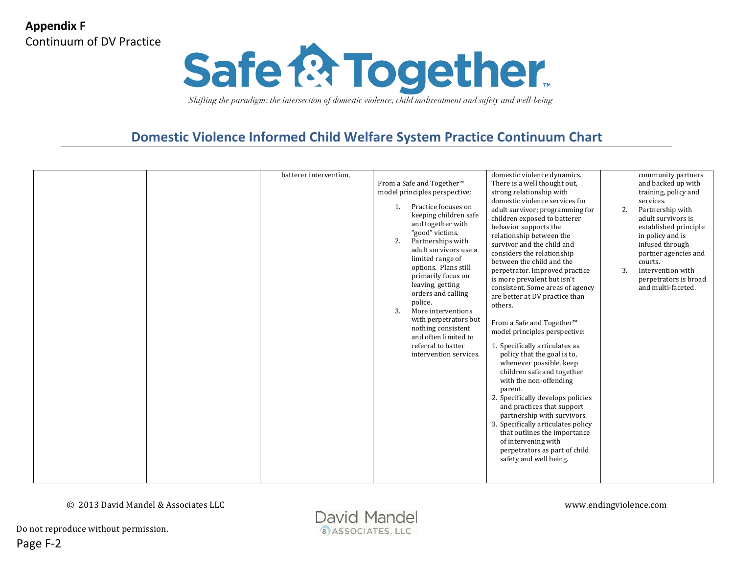**Appendix F**
Continuum of DV Practice

# Safe & Together™

*Shifting the paradigm: the intersection of domestic violence, child maltreatment and safety and well-being*

## Domestic Violence Informed Child Welfare System Practice Continuum Chart

| | | | | | |
|---|---|---|---|---|---|
| | | batterer intervention, | From a Safe and Together™ model principles perspective:<br><br>1. Practice focuses on keeping children safe and together with "good" victims.<br>2. Partnerships with adult survivors use a limited range of options. Plans still primarily focus on leaving, getting orders and calling police.<br>3. More interventions with perpetrators but nothing consistent and often limited to referral to batter intervention services. | domestic violence dynamics. There is a well thought out, strong relationship with domestic violence services for adult survivor; programming for children exposed to batterer behavior supports the relationship between the survivor and the child and considers the relationship between the child and the perpetrator. Improved practice is more prevalent but isn't consistent. Some areas of agency are better at DV practice than others.<br><br>From a Safe and Together™ model principles perspective:<br><br>1. Specifically articulates as policy that the goal is to, whenever possible, keep children safe and together with the non-offending parent.<br>2. Specifically develops policies and practices that support partnership with survivors.<br>3. Specifically articulates policy that outlines the importance of intervening with perpetrators as part of child safety and well being. | community partners and backed up with training, policy and services.<br>2. Partnership with adult survivors is established principle in policy and is infused through partner agencies and courts.<br>3. Intervention with perpetrators is broad and multi-faceted. |

© 2013 David Mandel & Associates LLC www.endingviolence.com

Do not reproduce without permission.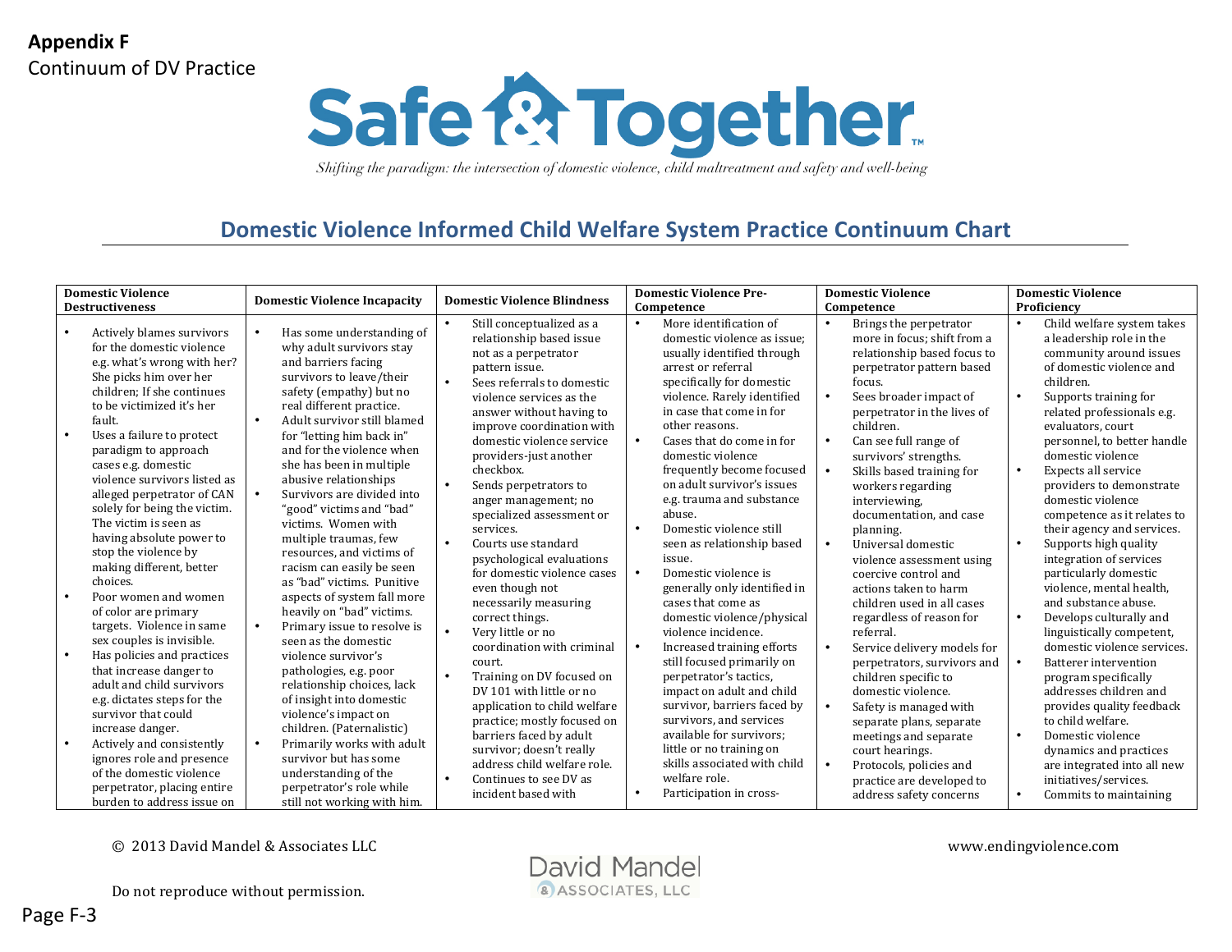**Appendix F**
Continuum of DV Practice

# Safe & Together™

*Shifting the paradigm: the intersection of domestic violence, child maltreatment and safety and well-being*

## Domestic Violence Informed Child Welfare System Practice Continuum Chart

| Domestic Violence Destructiveness | Domestic Violence Incapacity | Domestic Violence Blindness | Domestic Violence Pre-Competence | Domestic Violence Competence | Domestic Violence Proficiency |
|---|---|---|---|---|---|
| • Actively blames survivors for the domestic violence e.g. what's wrong with her? She picks him over her children; If she continues to be victimized it's her fault.<br>• Uses a failure to protect paradigm to approach cases e.g. domestic violence survivors listed as alleged perpetrator of CAN solely for being the victim. The victim is seen as having absolute power to stop the violence by making different, better choices.<br>• Poor women and women of color are primary targets. Violence in same sex couples is invisible.<br>• Has policies and practices that increase danger to adult and child survivors e.g. dictates steps for the survivor that could increase danger.<br>• Actively and consistently ignores role and presence of the domestic violence perpetrator, placing entire burden to address issue on | • Has some understanding of why adult survivors stay and barriers facing survivors to leave/their safety (empathy) but no real different practice.<br>• Adult survivor still blamed for "letting him back in" and for the violence when she has been in multiple abusive relationships<br>• Survivors are divided into "good" victims and "bad" victims. Women with multiple traumas, few resources, and victims of racism can easily be seen as "bad" victims. Punitive aspects of system fall more heavily on "bad" victims.<br>• Primary issue to resolve is seen as the domestic violence survivor's pathologies, e.g. poor relationship choices, lack of insight into domestic violence's impact on children. (Paternalistic)<br>• Primarily works with adult survivor but has some understanding of the perpetrator's role while still not working with him. | • Still conceptualized as a relationship based issue not as a perpetrator pattern issue.<br>• Sees referrals to domestic violence services as the answer without having to improve coordination with domestic violence service providers-just another checkbox.<br>• Sends perpetrators to anger management; no specialized assessment or services.<br>• Courts use standard psychological evaluations for domestic violence cases even though not necessarily measuring correct things.<br>• Very little or no coordination with criminal court.<br>• Training on DV focused on DV 101 with little or no application to child welfare practice; mostly focused on barriers faced by adult survivor; doesn't really address child welfare role.<br>• Continues to see DV as incident based with | • More identification of domestic violence as issue; usually identified through arrest or referral specifically for domestic violence. Rarely identified in case that come in for other reasons.<br>• Cases that do come in for domestic violence frequently become focused on adult survivor's issues e.g. trauma and substance abuse.<br>• Domestic violence still seen as relationship based issue.<br>• Domestic violence is generally only identified in cases that come as domestic violence/physical violence incidence.<br>• Increased training efforts still focused primarily on perpetrator's tactics, impact on adult and child survivor, barriers faced by survivors, and services available for survivors; little or no training on skills associated with child welfare role.<br>• Participation in cross- | • Brings the perpetrator more in focus; shift from a relationship based focus to perpetrator pattern based focus.<br>• Sees broader impact of perpetrator in the lives of children.<br>• Can see full range of survivors' strengths.<br>• Skills based training for workers regarding interviewing, documentation, and case planning.<br>• Universal domestic violence assessment using coercive control and actions taken to harm children used in all cases regardless of reason for referral.<br>• Service delivery models for perpetrators, survivors and children specific to domestic violence.<br>• Safety is managed with separate plans, separate meetings and separate court hearings.<br>• Protocols, policies and practice are developed to address safety concerns | • Child welfare system takes a leadership role in the community around issues of domestic violence and children.<br>• Supports training for related professionals e.g. evaluators, court personnel, to better handle domestic violence<br>• Expects all service providers to demonstrate domestic violence competence as it relates to their agency and services.<br>• Supports high quality integration of services particularly domestic violence, mental health, and substance abuse.<br>• Develops culturally and linguistically competent, domestic violence services.<br>• Batterer intervention program specifically addresses children and provides quality feedback to child welfare.<br>• Domestic violence dynamics and practices are integrated into all new initiatives/services.<br>• Commits to maintaining |

© 2013 David Mandel & Associates LLC

www.endingviolence.com

Do not reproduce without permission.

David Mandel & ASSOCIATES, LLC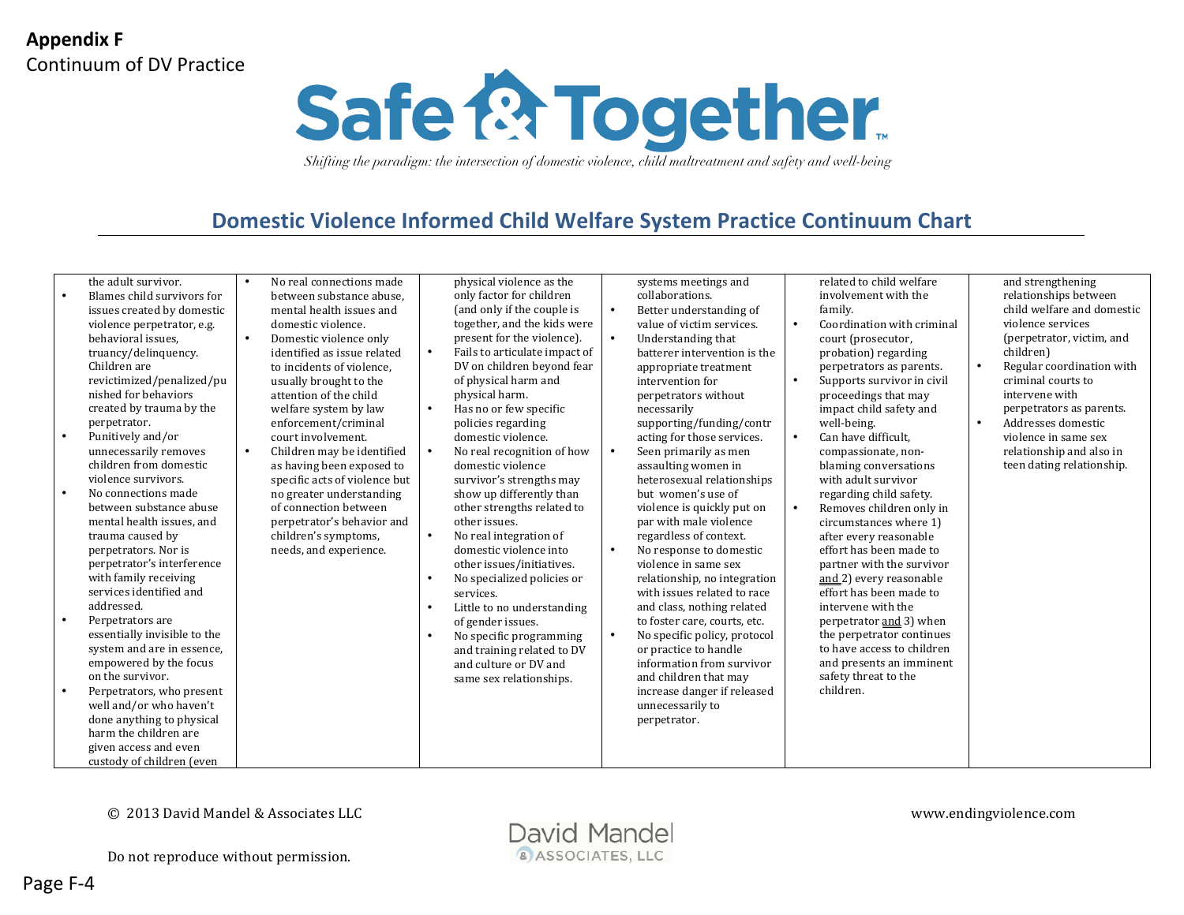**Appendix F**
Continuum of DV Practice

# Safe & Together™

*Shifting the paradigm: the intersection of domestic violence, child maltreatment and safety and well-being*

## Domestic Violence Informed Child Welfare System Practice Continuum Chart

| | | | | | |
|---|---|---|---|---|---|
| the adult survivor.<br>• Blames child survivors for issues created by domestic violence perpetrator, e.g. behavioral issues, truancy/delinquency. Children are revictimized/penalized/punished for behaviors created by trauma by the perpetrator.<br>• Punitively and/or unnecessarily removes children from domestic violence survivors.<br>• No connections made between substance abuse mental health issues, and trauma caused by perpetrators. Nor is perpetrator's interference with family receiving services identified and addressed.<br>• Perpetrators are essentially invisible to the system and are in essence, empowered by the focus on the survivor.<br>• Perpetrators, who present well and/or who haven't done anything to physical harm the children are given access and even custody of children (even | • No real connections made between substance abuse, mental health issues and domestic violence.<br>• Domestic violence only identified as issue related to incidents of violence, usually brought to the attention of the child welfare system by law enforcement/criminal court involvement.<br>• Children may be identified as having been exposed to specific acts of violence but no greater understanding of connection between perpetrator's behavior and children's symptoms, needs, and experience. | physical violence as the only factor for children (and only if the couple is together, and the kids were present for the violence).<br>• Fails to articulate impact of DV on children beyond fear of physical harm and physical harm.<br>• Has no or few specific policies regarding domestic violence.<br>• No real recognition of how domestic violence survivor's strengths may show up differently than other strengths related to other issues.<br>• No real integration of domestic violence into other issues/initiatives.<br>• No specialized policies or services.<br>• Little to no understanding of gender issues.<br>• No specific programming and training related to DV and culture or DV and same sex relationships. | systems meetings and collaborations.<br>• Better understanding of value of victim services.<br>• Understanding that batterer intervention is the appropriate treatment intervention for perpetrators without necessarily supporting/funding/contracting for those services.<br>• Seen primarily as men assaulting women in heterosexual relationships but women's use of violence is quickly put on par with male violence regardless of context.<br>• No response to domestic violence in same sex relationship, no integration with issues related to race and class, nothing related to foster care, courts, etc.<br>• No specific policy, protocol or practice to handle information from survivor and children that may increase danger if released unnecessarily to perpetrator. | related to child welfare involvement with the family.<br>• Coordination with criminal court (prosecutor, probation) regarding perpetrators as parents.<br>• Supports survivor in civil proceedings that may impact child safety and well-being.<br>• Can have difficult, compassionate, non-blaming conversations with adult survivor regarding child safety.<br>• Removes children only in circumstances where 1) after every reasonable effort has been made to partner with the survivor <u>and</u> 2) every reasonable effort has been made to intervene with the perpetrator <u>and</u> 3) when the perpetrator continues to have access to children and presents an imminent safety threat to the children. | and strengthening relationships between child welfare and domestic violence services (perpetrator, victim, and children)<br>• Regular coordination with criminal courts to intervene with perpetrators as parents.<br>• Addresses domestic violence in same sex relationship and also in teen dating relationship. |

© 2013 David Mandel & Associates LLC

www.endingviolence.com

Do not reproduce without permission.

David Mandel & Associates, LLC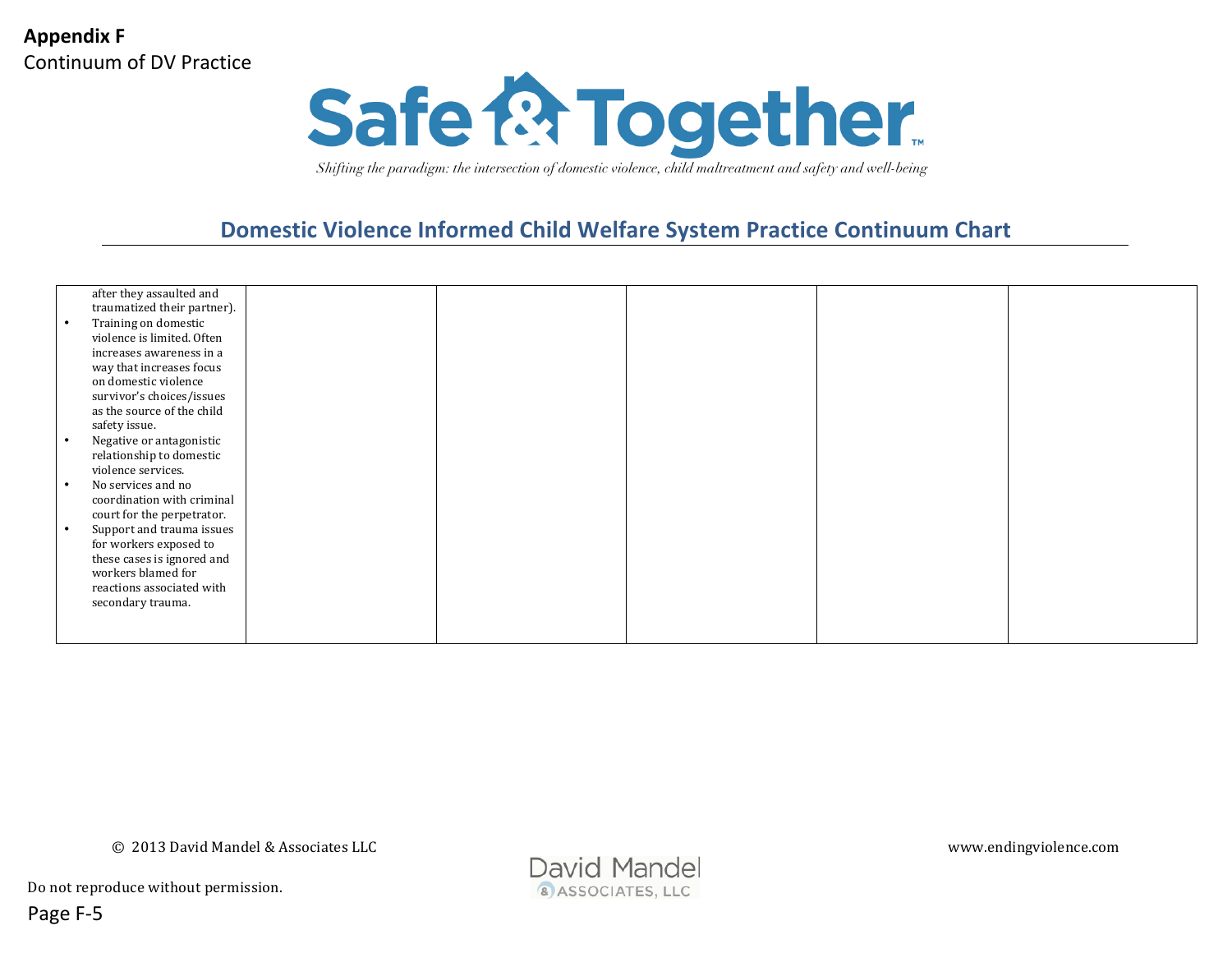**Appendix F**
Continuum of DV Practice

Safe & Together™

*Shifting the paradigm: the intersection of domestic violence, child maltreatment and safety and well-being*

## Domestic Violence Informed Child Welfare System Practice Continuum Chart

| | | | | | |
|---|---|---|---|---|---|
| after they assaulted and traumatized their partner).<br>• Training on domestic violence is limited. Often increases awareness in a way that increases focus on domestic violence survivor's choices/issues as the source of the child safety issue.<br>• Negative or antagonistic relationship to domestic violence services.<br>• No services and no coordination with criminal court for the perpetrator.<br>• Support and trauma issues for workers exposed to these cases is ignored and workers blamed for reactions associated with secondary trauma. | | | | | |

© 2013 David Mandel & Associates LLC

www.endingviolence.com

Do not reproduce without permission.

David Mandel & Associates, LLC